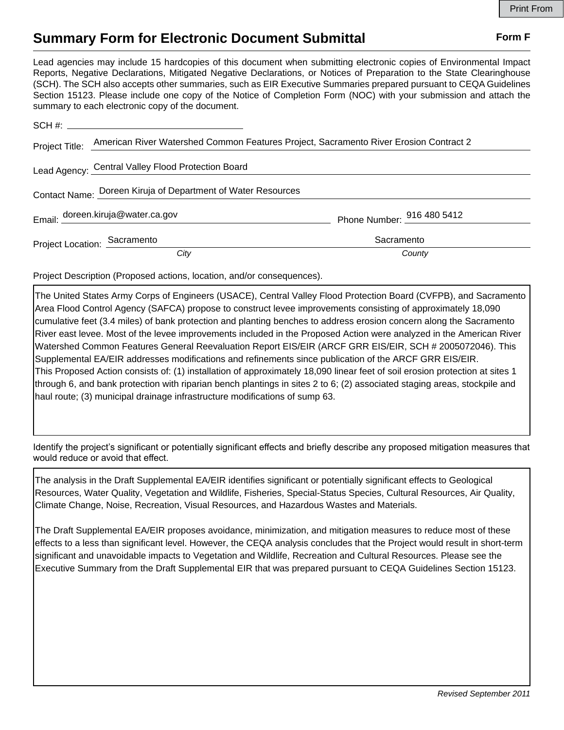# Summary Form for Electronic Document Submittal

**Form F**

Lead agencies may include 15 hardcopies of this document when submitting electronic copies of Environmental Impact Reports, Negative Declarations, Mitigated Negative Declarations, or Notices of Preparation to the State Clearinghouse (SCH). The SCH also accepts other summaries, such as EIR Executive Summaries prepared pursuant to CEQA Guidelines Section 15123. Please include one copy of the Notice of Completion Form (NOC) with your submission and attach the summary to each electronic copy of the document.

SCH #:

Project Title: American River Watershed Common Features Project, Sacramento River Erosion Contract 2

Lead Agency: Central Valley Flood Protection Board

Contact Name: Doreen Kiruja of Department of Water Resources

Email: doreen.kiruja@water.ca.gov

Phone Number: 916 480 5412

Project Location: Sacramento (*City*) Sacramento (*County*)

Project Description (Proposed actions, location, and/or consequences).

The United States Army Corps of Engineers (USACE), Central Valley Flood Protection Board (CVFPB), and Sacramento Area Flood Control Agency (SAFCA) propose to construct levee improvements consisting of approximately 18,090 cumulative feet (3.4 miles) of bank protection and planting benches to address erosion concern along the Sacramento River east levee. Most of the levee improvements included in the Proposed Action were analyzed in the American River Watershed Common Features General Reevaluation Report EIS/EIR (ARCF GRR EIS/EIR, SCH # 2005072046). This Supplemental EA/EIR addresses modifications and refinements since publication of the ARCF GRR EIS/EIR.
This Proposed Action consists of: (1) installation of approximately 18,090 linear feet of soil erosion protection at sites 1 through 6, and bank protection with riparian bench plantings in sites 2 to 6; (2) associated staging areas, stockpile and haul route; (3) municipal drainage infrastructure modifications of sump 63.

Identify the project's significant or potentially significant effects and briefly describe any proposed mitigation measures that would reduce or avoid that effect.

The analysis in the Draft Supplemental EA/EIR identifies significant or potentially significant effects to Geological Resources, Water Quality, Vegetation and Wildlife, Fisheries, Special-Status Species, Cultural Resources, Air Quality, Climate Change, Noise, Recreation, Visual Resources, and Hazardous Wastes and Materials.

The Draft Supplemental EA/EIR proposes avoidance, minimization, and mitigation measures to reduce most of these effects to a less than significant level. However, the CEQA analysis concludes that the Project would result in short-term significant and unavoidable impacts to Vegetation and Wildlife, Recreation and Cultural Resources. Please see the Executive Summary from the Draft Supplemental EIR that was prepared pursuant to CEQA Guidelines Section 15123.

*Revised September 2011*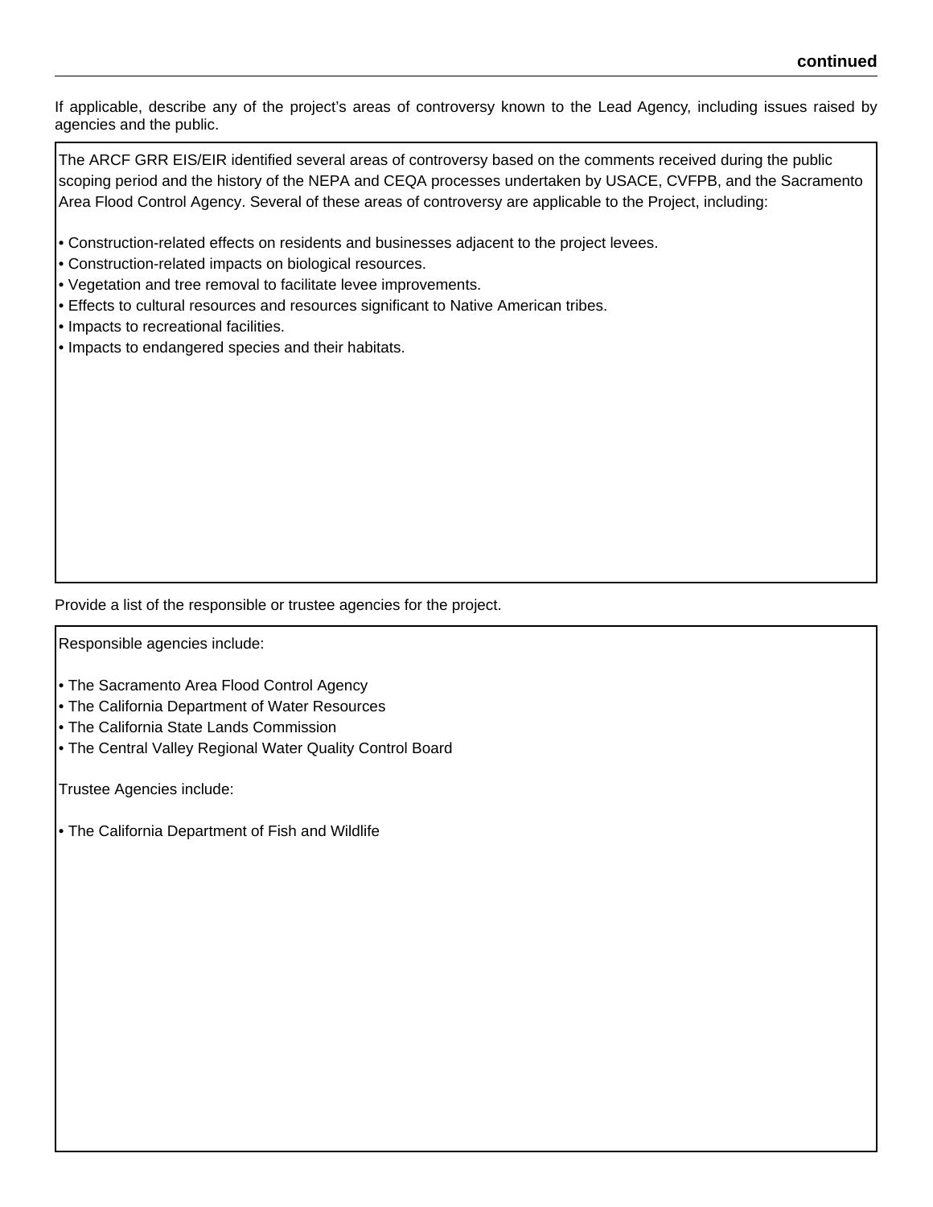**continued**

If applicable, describe any of the project's areas of controversy known to the Lead Agency, including issues raised by agencies and the public.

The ARCF GRR EIS/EIR identified several areas of controversy based on the comments received during the public scoping period and the history of the NEPA and CEQA processes undertaken by USACE, CVFPB, and the Sacramento Area Flood Control Agency. Several of these areas of controversy are applicable to the Project, including:

- Construction-related effects on residents and businesses adjacent to the project levees.
- Construction-related impacts on biological resources.
- Vegetation and tree removal to facilitate levee improvements.
- Effects to cultural resources and resources significant to Native American tribes.
- Impacts to recreational facilities.
- Impacts to endangered species and their habitats.

Provide a list of the responsible or trustee agencies for the project.

Responsible agencies include:

- The Sacramento Area Flood Control Agency
- The California Department of Water Resources
- The California State Lands Commission
- The Central Valley Regional Water Quality Control Board

Trustee Agencies include:

- The California Department of Fish and Wildlife